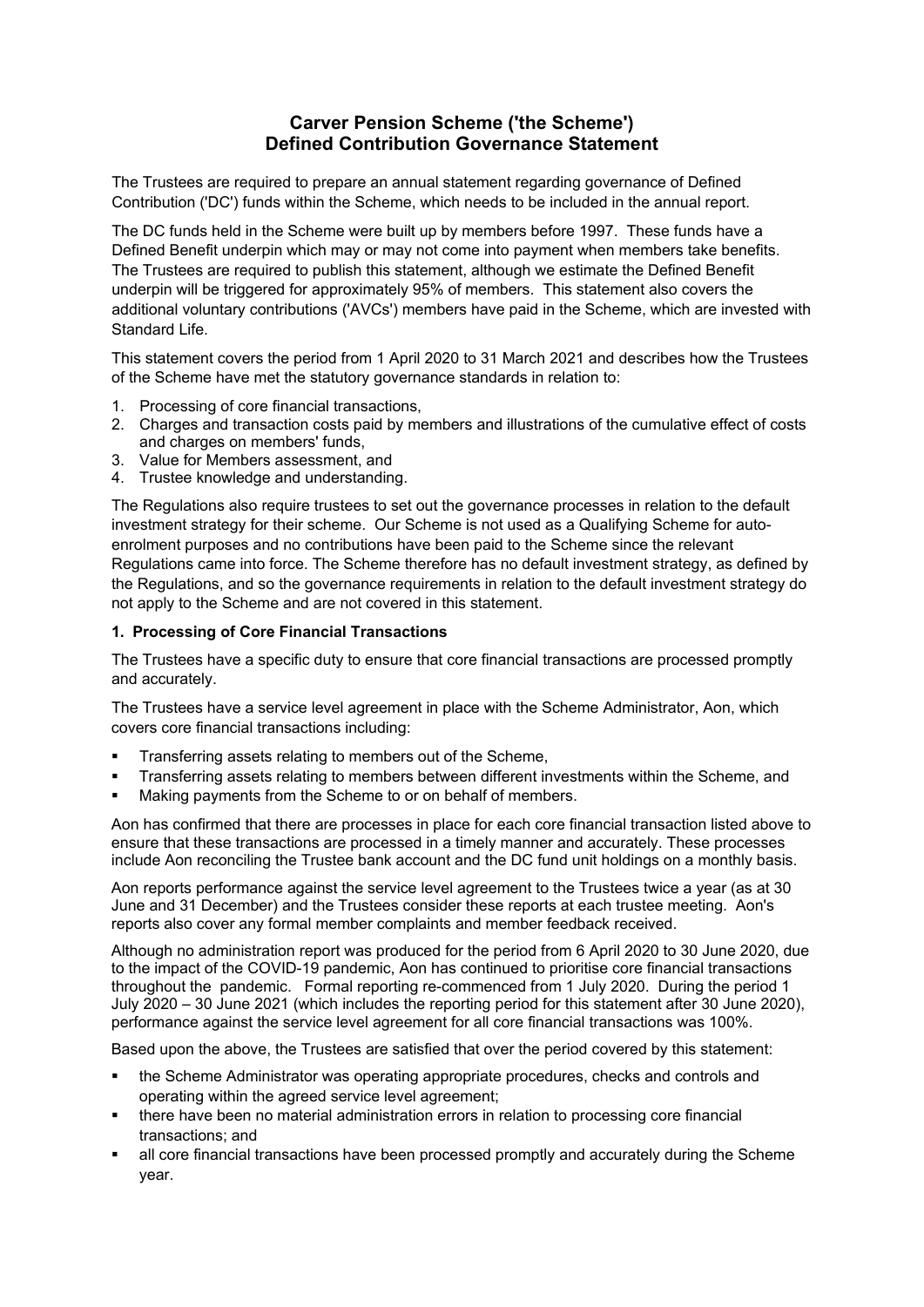# Carver Pension Scheme ('the Scheme')
# Defined Contribution Governance Statement

The Trustees are required to prepare an annual statement regarding governance of Defined Contribution ('DC') funds within the Scheme, which needs to be included in the annual report.

The DC funds held in the Scheme were built up by members before 1997. These funds have a Defined Benefit underpin which may or may not come into payment when members take benefits. The Trustees are required to publish this statement, although we estimate the Defined Benefit underpin will be triggered for approximately 95% of members. This statement also covers the additional voluntary contributions ('AVCs') members have paid in the Scheme, which are invested with Standard Life.

This statement covers the period from 1 April 2020 to 31 March 2021 and describes how the Trustees of the Scheme have met the statutory governance standards in relation to:

1. Processing of core financial transactions,
2. Charges and transaction costs paid by members and illustrations of the cumulative effect of costs and charges on members' funds,
3. Value for Members assessment, and
4. Trustee knowledge and understanding.

The Regulations also require trustees to set out the governance processes in relation to the default investment strategy for their scheme. Our Scheme is not used as a Qualifying Scheme for auto-enrolment purposes and no contributions have been paid to the Scheme since the relevant Regulations came into force. The Scheme therefore has no default investment strategy, as defined by the Regulations, and so the governance requirements in relation to the default investment strategy do not apply to the Scheme and are not covered in this statement.

### 1. Processing of Core Financial Transactions

The Trustees have a specific duty to ensure that core financial transactions are processed promptly and accurately.

The Trustees have a service level agreement in place with the Scheme Administrator, Aon, which covers core financial transactions including:

- Transferring assets relating to members out of the Scheme,
- Transferring assets relating to members between different investments within the Scheme, and
- Making payments from the Scheme to or on behalf of members.

Aon has confirmed that there are processes in place for each core financial transaction listed above to ensure that these transactions are processed in a timely manner and accurately. These processes include Aon reconciling the Trustee bank account and the DC fund unit holdings on a monthly basis.

Aon reports performance against the service level agreement to the Trustees twice a year (as at 30 June and 31 December) and the Trustees consider these reports at each trustee meeting. Aon's reports also cover any formal member complaints and member feedback received.

Although no administration report was produced for the period from 6 April 2020 to 30 June 2020, due to the impact of the COVID-19 pandemic, Aon has continued to prioritise core financial transactions throughout the pandemic. Formal reporting re-commenced from 1 July 2020. During the period 1 July 2020 – 30 June 2021 (which includes the reporting period for this statement after 30 June 2020), performance against the service level agreement for all core financial transactions was 100%.

Based upon the above, the Trustees are satisfied that over the period covered by this statement:

- the Scheme Administrator was operating appropriate procedures, checks and controls and operating within the agreed service level agreement;
- there have been no material administration errors in relation to processing core financial transactions; and
- all core financial transactions have been processed promptly and accurately during the Scheme year.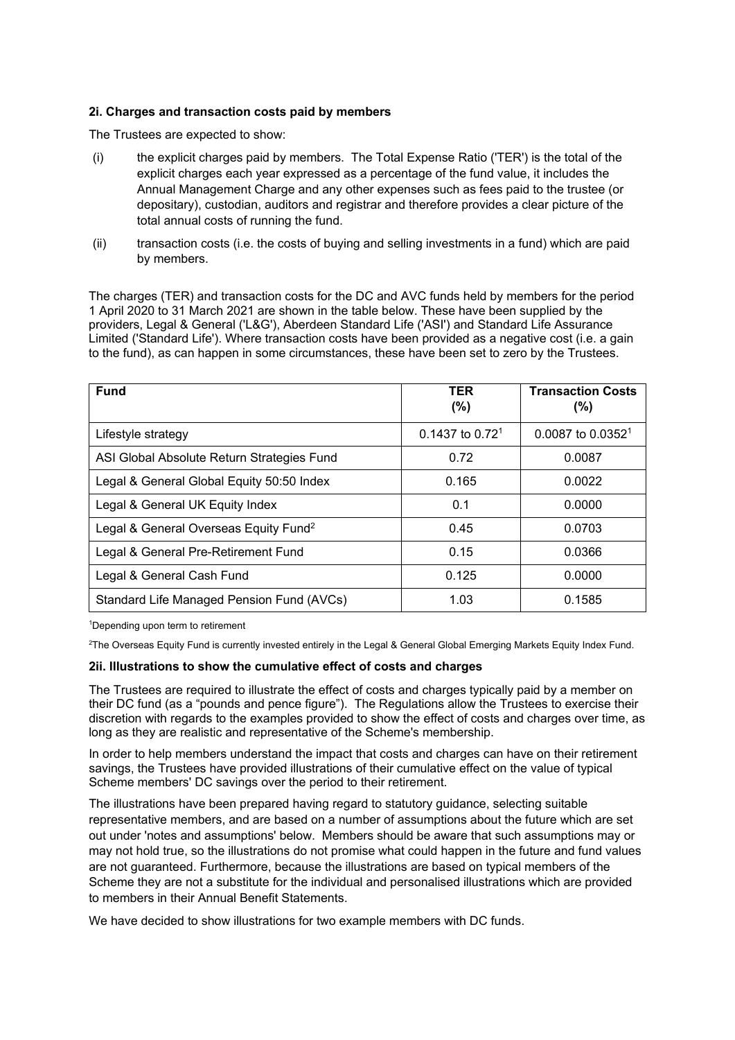### 2i. Charges and transaction costs paid by members

The Trustees are expected to show:

(i) the explicit charges paid by members. The Total Expense Ratio ('TER') is the total of the explicit charges each year expressed as a percentage of the fund value, it includes the Annual Management Charge and any other expenses such as fees paid to the trustee (or depositary), custodian, auditors and registrar and therefore provides a clear picture of the total annual costs of running the fund.

(ii) transaction costs (i.e. the costs of buying and selling investments in a fund) which are paid by members.

The charges (TER) and transaction costs for the DC and AVC funds held by members for the period 1 April 2020 to 31 March 2021 are shown in the table below. These have been supplied by the providers, Legal & General ('L&G'), Aberdeen Standard Life ('ASI') and Standard Life Assurance Limited ('Standard Life'). Where transaction costs have been provided as a negative cost (i.e. a gain to the fund), as can happen in some circumstances, these have been set to zero by the Trustees.

| Fund | TER (%) | Transaction Costs (%) |
|---|---|---|
| Lifestyle strategy | 0.1437 to 0.72[1] | 0.0087 to 0.0352[1] |
| ASI Global Absolute Return Strategies Fund | 0.72 | 0.0087 |
| Legal & General Global Equity 50:50 Index | 0.165 | 0.0022 |
| Legal & General UK Equity Index | 0.1 | 0.0000 |
| Legal & General Overseas Equity Fund[2] | 0.45 | 0.0703 |
| Legal & General Pre-Retirement Fund | 0.15 | 0.0366 |
| Legal & General Cash Fund | 0.125 | 0.0000 |
| Standard Life Managed Pension Fund (AVCs) | 1.03 | 0.1585 |

[1]Depending upon term to retirement

[2]The Overseas Equity Fund is currently invested entirely in the Legal & General Global Emerging Markets Equity Index Fund.

### 2ii. Illustrations to show the cumulative effect of costs and charges

The Trustees are required to illustrate the effect of costs and charges typically paid by a member on their DC fund (as a "pounds and pence figure"). The Regulations allow the Trustees to exercise their discretion with regards to the examples provided to show the effect of costs and charges over time, as long as they are realistic and representative of the Scheme's membership.

In order to help members understand the impact that costs and charges can have on their retirement savings, the Trustees have provided illustrations of their cumulative effect on the value of typical Scheme members' DC savings over the period to their retirement.

The illustrations have been prepared having regard to statutory guidance, selecting suitable representative members, and are based on a number of assumptions about the future which are set out under 'notes and assumptions' below. Members should be aware that such assumptions may or may not hold true, so the illustrations do not promise what could happen in the future and fund values are not guaranteed. Furthermore, because the illustrations are based on typical members of the Scheme they are not a substitute for the individual and personalised illustrations which are provided to members in their Annual Benefit Statements.

We have decided to show illustrations for two example members with DC funds.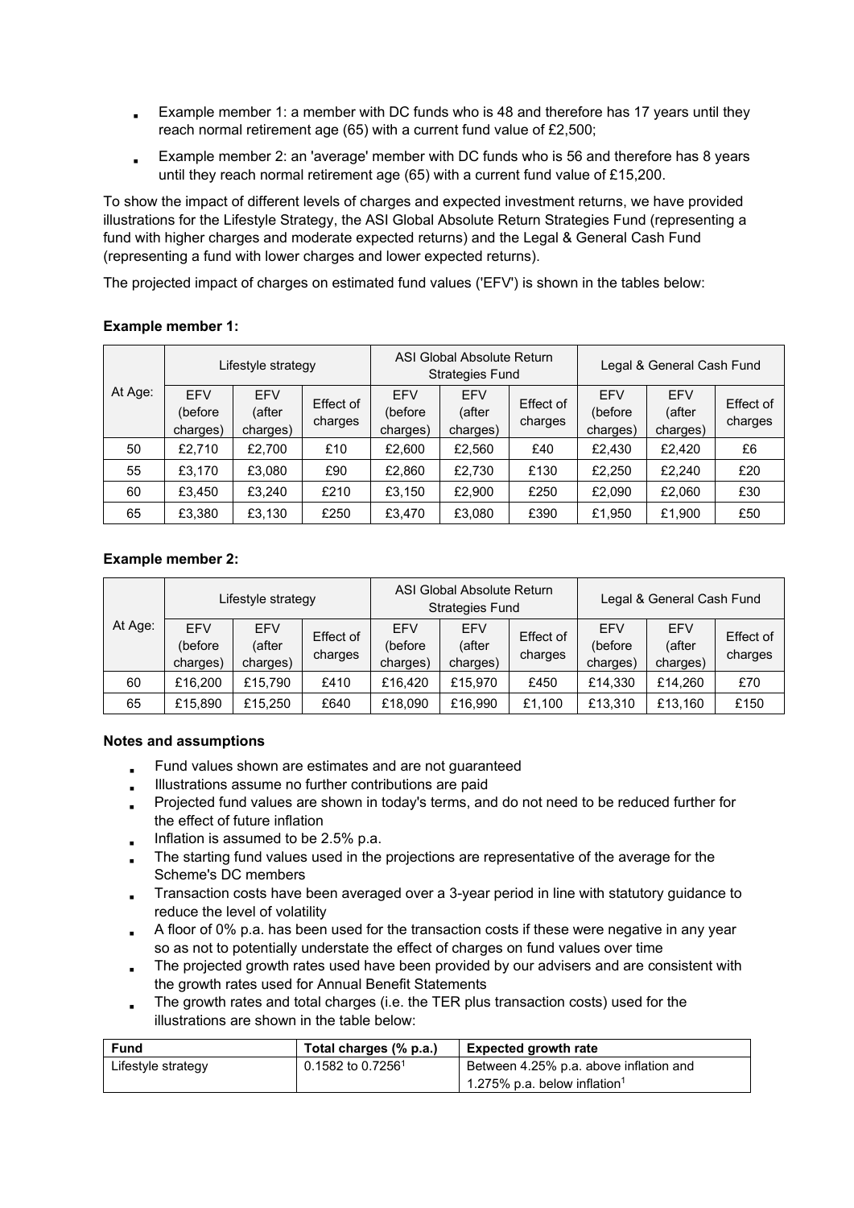- Example member 1: a member with DC funds who is 48 and therefore has 17 years until they reach normal retirement age (65) with a current fund value of £2,500;
- Example member 2: an 'average' member with DC funds who is 56 and therefore has 8 years until they reach normal retirement age (65) with a current fund value of £15,200.

To show the impact of different levels of charges and expected investment returns, we have provided illustrations for the Lifestyle Strategy, the ASI Global Absolute Return Strategies Fund (representing a fund with higher charges and moderate expected returns) and the Legal & General Cash Fund (representing a fund with lower charges and lower expected returns).

The projected impact of charges on estimated fund values ('EFV') is shown in the tables below:

**Example member 1:**

| At Age: | Lifestyle strategy | | | ASI Global Absolute Return Strategies Fund | | | Legal & General Cash Fund | | |
|---|---|---|---|---|---|---|---|---|---|
| | EFV (before charges) | EFV (after charges) | Effect of charges | EFV (before charges) | EFV (after charges) | Effect of charges | EFV (before charges) | EFV (after charges) | Effect of charges |
| 50 | £2,710 | £2,700 | £10 | £2,600 | £2,560 | £40 | £2,430 | £2,420 | £6 |
| 55 | £3,170 | £3,080 | £90 | £2,860 | £2,730 | £130 | £2,250 | £2,240 | £20 |
| 60 | £3,450 | £3,240 | £210 | £3,150 | £2,900 | £250 | £2,090 | £2,060 | £30 |
| 65 | £3,380 | £3,130 | £250 | £3,470 | £3,080 | £390 | £1,950 | £1,900 | £50 |

**Example member 2:**

| At Age: | Lifestyle strategy | | | ASI Global Absolute Return Strategies Fund | | | Legal & General Cash Fund | | |
|---|---|---|---|---|---|---|---|---|---|
| | EFV (before charges) | EFV (after charges) | Effect of charges | EFV (before charges) | EFV (after charges) | Effect of charges | EFV (before charges) | EFV (after charges) | Effect of charges |
| 60 | £16,200 | £15,790 | £410 | £16,420 | £15,970 | £450 | £14,330 | £14,260 | £70 |
| 65 | £15,890 | £15,250 | £640 | £18,090 | £16,990 | £1,100 | £13,310 | £13,160 | £150 |

**Notes and assumptions**

- Fund values shown are estimates and are not guaranteed
- Illustrations assume no further contributions are paid
- Projected fund values are shown in today's terms, and do not need to be reduced further for the effect of future inflation
- Inflation is assumed to be 2.5% p.a.
- The starting fund values used in the projections are representative of the average for the Scheme's DC members
- Transaction costs have been averaged over a 3-year period in line with statutory guidance to reduce the level of volatility
- A floor of 0% p.a. has been used for the transaction costs if these were negative in any year so as not to potentially understate the effect of charges on fund values over time
- The projected growth rates used have been provided by our advisers and are consistent with the growth rates used for Annual Benefit Statements
- The growth rates and total charges (i.e. the TER plus transaction costs) used for the illustrations are shown in the table below:

| Fund | Total charges (% p.a.) | Expected growth rate |
|---|---|---|
| Lifestyle strategy | 0.1582 to 0.7256[1] | Between 4.25% p.a. above inflation and 1.275% p.a. below inflation[1] |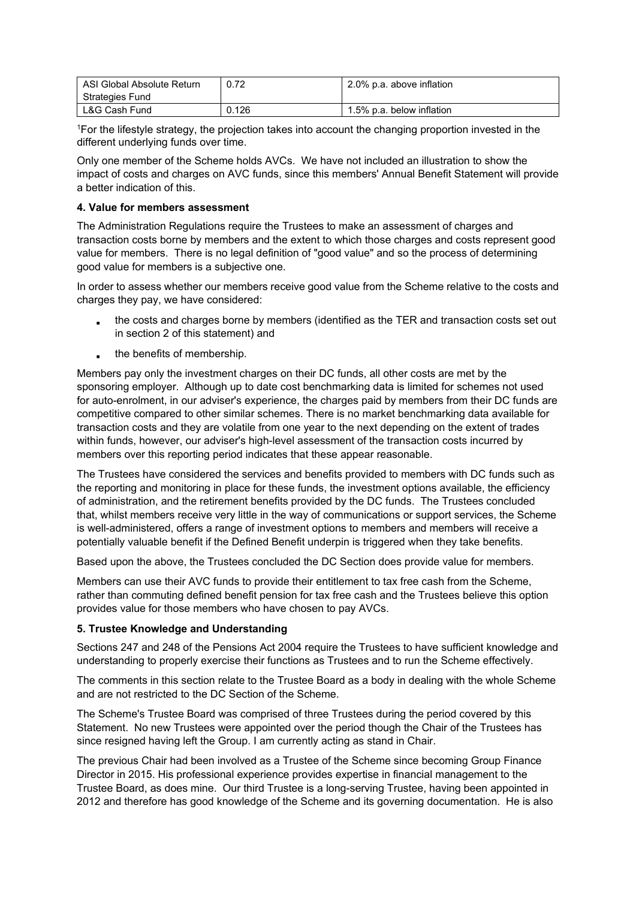| | | |
|---|---|---|
| ASI Global Absolute Return Strategies Fund | 0.72 | 2.0% p.a. above inflation |
| L&G Cash Fund | 0.126 | 1.5% p.a. below inflation |

[1]For the lifestyle strategy, the projection takes into account the changing proportion invested in the different underlying funds over time.

Only one member of the Scheme holds AVCs. We have not included an illustration to show the impact of costs and charges on AVC funds, since this members' Annual Benefit Statement will provide a better indication of this.

**4. Value for members assessment**

The Administration Regulations require the Trustees to make an assessment of charges and transaction costs borne by members and the extent to which those charges and costs represent good value for members. There is no legal definition of "good value" and so the process of determining good value for members is a subjective one.

In order to assess whether our members receive good value from the Scheme relative to the costs and charges they pay, we have considered:

- the costs and charges borne by members (identified as the TER and transaction costs set out in section 2 of this statement) and
- the benefits of membership.

Members pay only the investment charges on their DC funds, all other costs are met by the sponsoring employer. Although up to date cost benchmarking data is limited for schemes not used for auto-enrolment, in our adviser's experience, the charges paid by members from their DC funds are competitive compared to other similar schemes. There is no market benchmarking data available for transaction costs and they are volatile from one year to the next depending on the extent of trades within funds, however, our adviser's high-level assessment of the transaction costs incurred by members over this reporting period indicates that these appear reasonable.

The Trustees have considered the services and benefits provided to members with DC funds such as the reporting and monitoring in place for these funds, the investment options available, the efficiency of administration, and the retirement benefits provided by the DC funds. The Trustees concluded that, whilst members receive very little in the way of communications or support services, the Scheme is well-administered, offers a range of investment options to members and members will receive a potentially valuable benefit if the Defined Benefit underpin is triggered when they take benefits.

Based upon the above, the Trustees concluded the DC Section does provide value for members.

Members can use their AVC funds to provide their entitlement to tax free cash from the Scheme, rather than commuting defined benefit pension for tax free cash and the Trustees believe this option provides value for those members who have chosen to pay AVCs.

**5. Trustee Knowledge and Understanding**

Sections 247 and 248 of the Pensions Act 2004 require the Trustees to have sufficient knowledge and understanding to properly exercise their functions as Trustees and to run the Scheme effectively.

The comments in this section relate to the Trustee Board as a body in dealing with the whole Scheme and are not restricted to the DC Section of the Scheme.

The Scheme's Trustee Board was comprised of three Trustees during the period covered by this Statement. No new Trustees were appointed over the period though the Chair of the Trustees has since resigned having left the Group. I am currently acting as stand in Chair.

The previous Chair had been involved as a Trustee of the Scheme since becoming Group Finance Director in 2015. His professional experience provides expertise in financial management to the Trustee Board, as does mine. Our third Trustee is a long-serving Trustee, having been appointed in 2012 and therefore has good knowledge of the Scheme and its governing documentation. He is also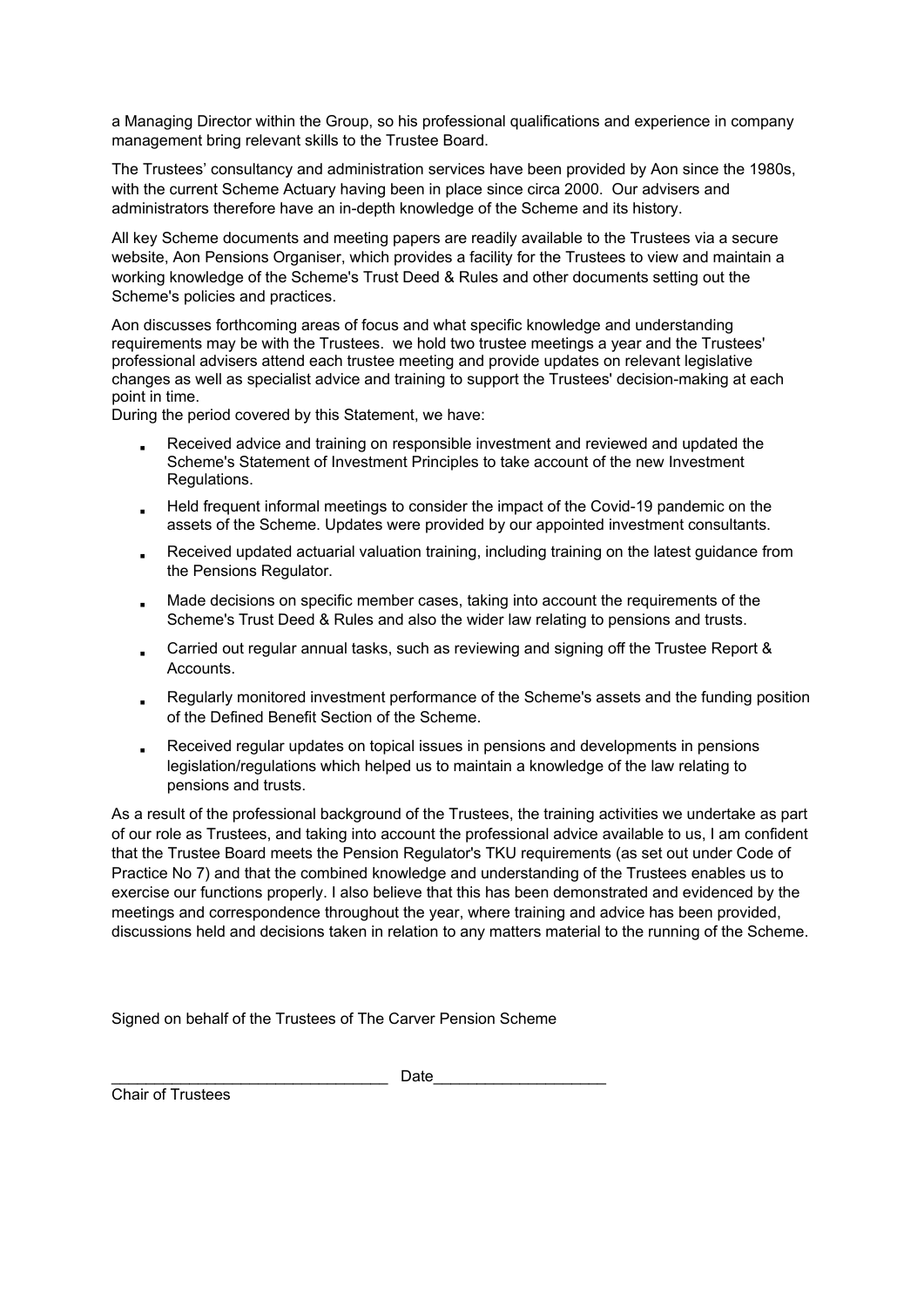a Managing Director within the Group, so his professional qualifications and experience in company management bring relevant skills to the Trustee Board.

The Trustees' consultancy and administration services have been provided by Aon since the 1980s, with the current Scheme Actuary having been in place since circa 2000. Our advisers and administrators therefore have an in-depth knowledge of the Scheme and its history.

All key Scheme documents and meeting papers are readily available to the Trustees via a secure website, Aon Pensions Organiser, which provides a facility for the Trustees to view and maintain a working knowledge of the Scheme's Trust Deed & Rules and other documents setting out the Scheme's policies and practices.

Aon discusses forthcoming areas of focus and what specific knowledge and understanding requirements may be with the Trustees. we hold two trustee meetings a year and the Trustees' professional advisers attend each trustee meeting and provide updates on relevant legislative changes as well as specialist advice and training to support the Trustees' decision-making at each point in time.
During the period covered by this Statement, we have:

- Received advice and training on responsible investment and reviewed and updated the Scheme's Statement of Investment Principles to take account of the new Investment Regulations.
- Held frequent informal meetings to consider the impact of the Covid-19 pandemic on the assets of the Scheme. Updates were provided by our appointed investment consultants.
- Received updated actuarial valuation training, including training on the latest guidance from the Pensions Regulator.
- Made decisions on specific member cases, taking into account the requirements of the Scheme's Trust Deed & Rules and also the wider law relating to pensions and trusts.
- Carried out regular annual tasks, such as reviewing and signing off the Trustee Report & Accounts.
- Regularly monitored investment performance of the Scheme's assets and the funding position of the Defined Benefit Section of the Scheme.
- Received regular updates on topical issues in pensions and developments in pensions legislation/regulations which helped us to maintain a knowledge of the law relating to pensions and trusts.

As a result of the professional background of the Trustees, the training activities we undertake as part of our role as Trustees, and taking into account the professional advice available to us, I am confident that the Trustee Board meets the Pension Regulator's TKU requirements (as set out under Code of Practice No 7) and that the combined knowledge and understanding of the Trustees enables us to exercise our functions properly. I also believe that this has been demonstrated and evidenced by the meetings and correspondence throughout the year, where training and advice has been provided, discussions held and decisions taken in relation to any matters material to the running of the Scheme.

Signed on behalf of the Trustees of The Carver Pension Scheme

________________________________ Date____________________
Chair of Trustees